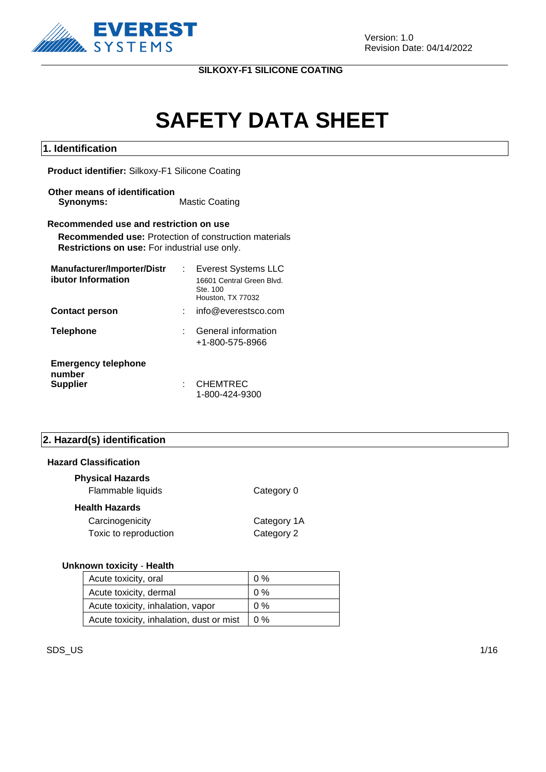**SILKOXY-F1 SILICONE COATING**

# SAFETY DATA SHEET

## 1. Identification

**Product identifier:** Silkoxy-F1 Silicone Coating

**Other means of identification**
**Synonyms:** Mastic Coating

**Recommended use and restriction on use**
**Recommended use:** Protection of construction materials
**Restrictions on use:** For industrial use only.

**Manufacturer/Importer/Distributor Information** : Everest Systems LLC
16601 Central Green Blvd.
Ste. 100
Houston, TX 77032

**Contact person** : info@everestsco.com

**Telephone** : General information
+1-800-575-8966

**Emergency telephone number**
**Supplier** : CHEMTREC
1-800-424-9300

## 2. Hazard(s) identification

**Hazard Classification**

**Physical Hazards**

| | |
|---|---|
| Flammable liquids | Category 0 |

**Health Hazards**

| | |
|---|---|
| Carcinogenicity | Category 1A |
| Toxic to reproduction | Category 2 |

**Unknown toxicity - Health**

| | |
|---|---|
| Acute toxicity, oral | 0 % |
| Acute toxicity, dermal | 0 % |
| Acute toxicity, inhalation, vapor | 0 % |
| Acute toxicity, inhalation, dust or mist | 0 % |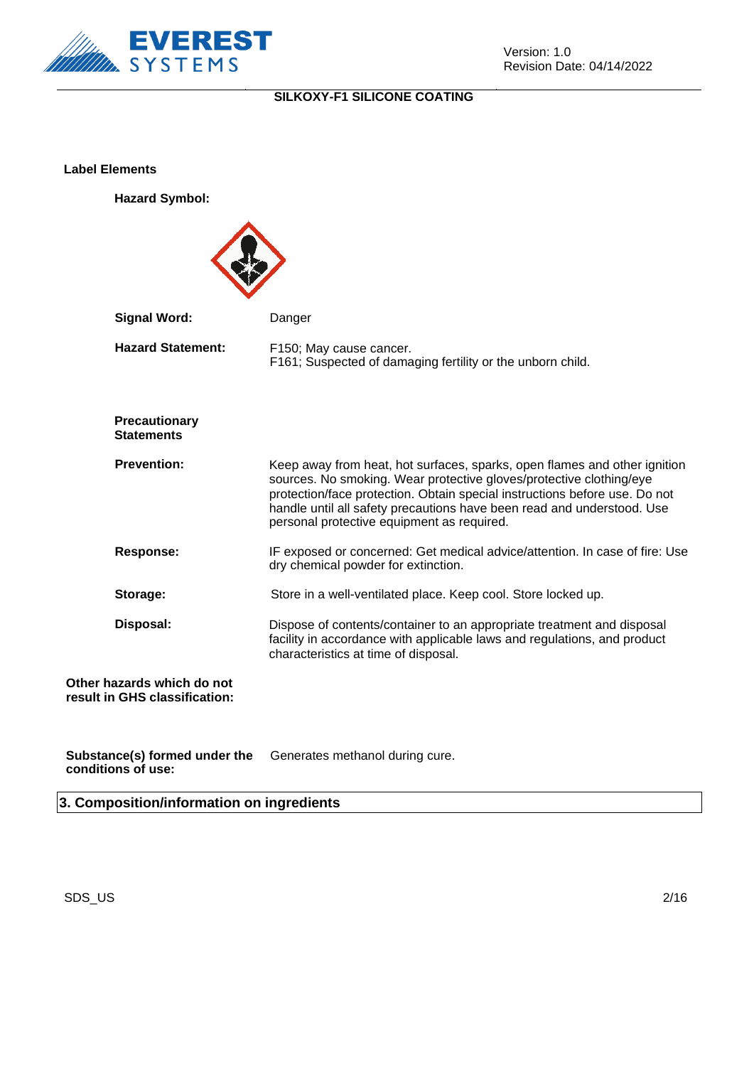**Label Elements**

**Hazard Symbol:**

| | |
|---|---|
| **Signal Word:** | Danger |
| **Hazard Statement:** | F150; May cause cancer.<br>F161; Suspected of damaging fertility or the unborn child. |

**Precautionary Statements**

| | |
|---|---|
| **Prevention:** | Keep away from heat, hot surfaces, sparks, open flames and other ignition sources. No smoking. Wear protective gloves/protective clothing/eye protection/face protection. Obtain special instructions before use. Do not handle until all safety precautions have been read and understood. Use personal protective equipment as required. |
| **Response:** | IF exposed or concerned: Get medical advice/attention. In case of fire: Use dry chemical powder for extinction. |
| **Storage:** | Store in a well-ventilated place. Keep cool. Store locked up. |
| **Disposal:** | Dispose of contents/container to an appropriate treatment and disposal facility in accordance with applicable laws and regulations, and product characteristics at time of disposal. |

**Other hazards which do not result in GHS classification:**

**Substance(s) formed under the conditions of use:** Generates methanol during cure.

## 3. Composition/information on ingredients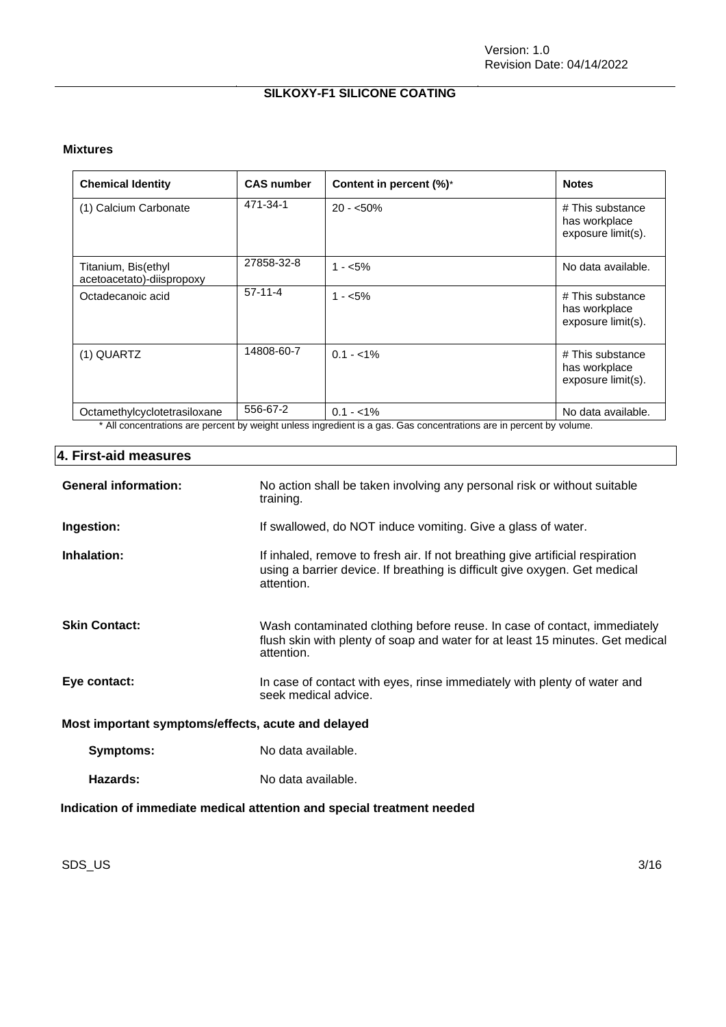### Mixtures

| Chemical Identity | CAS number | Content in percent (%)* | Notes |
|---|---|---|---|
| (1) Calcium Carbonate | 471-34-1 | 20 - <50% | # This substance has workplace exposure limit(s). |
| Titanium, Bis(ethyl acetoacetato)-diispropoxy | 27858-32-8 | 1 - <5% | No data available. |
| Octadecanoic acid | 57-11-4 | 1 - <5% | # This substance has workplace exposure limit(s). |
| (1) QUARTZ | 14808-60-7 | 0.1 - <1% | # This substance has workplace exposure limit(s). |
| Octamethylcyclotetrasiloxane | 556-67-2 | 0.1 - <1% | No data available. |

* All concentrations are percent by weight unless ingredient is a gas. Gas concentrations are in percent by volume.

## 4. First-aid measures

**General information:** No action shall be taken involving any personal risk or without suitable training.

**Ingestion:** If swallowed, do NOT induce vomiting. Give a glass of water.

**Inhalation:** If inhaled, remove to fresh air. If not breathing give artificial respiration using a barrier device. If breathing is difficult give oxygen. Get medical attention.

**Skin Contact:** Wash contaminated clothing before reuse. In case of contact, immediately flush skin with plenty of soap and water for at least 15 minutes. Get medical attention.

**Eye contact:** In case of contact with eyes, rinse immediately with plenty of water and seek medical advice.

### Most important symptoms/effects, acute and delayed

**Symptoms:** No data available.

**Hazards:** No data available.

### Indication of immediate medical attention and special treatment needed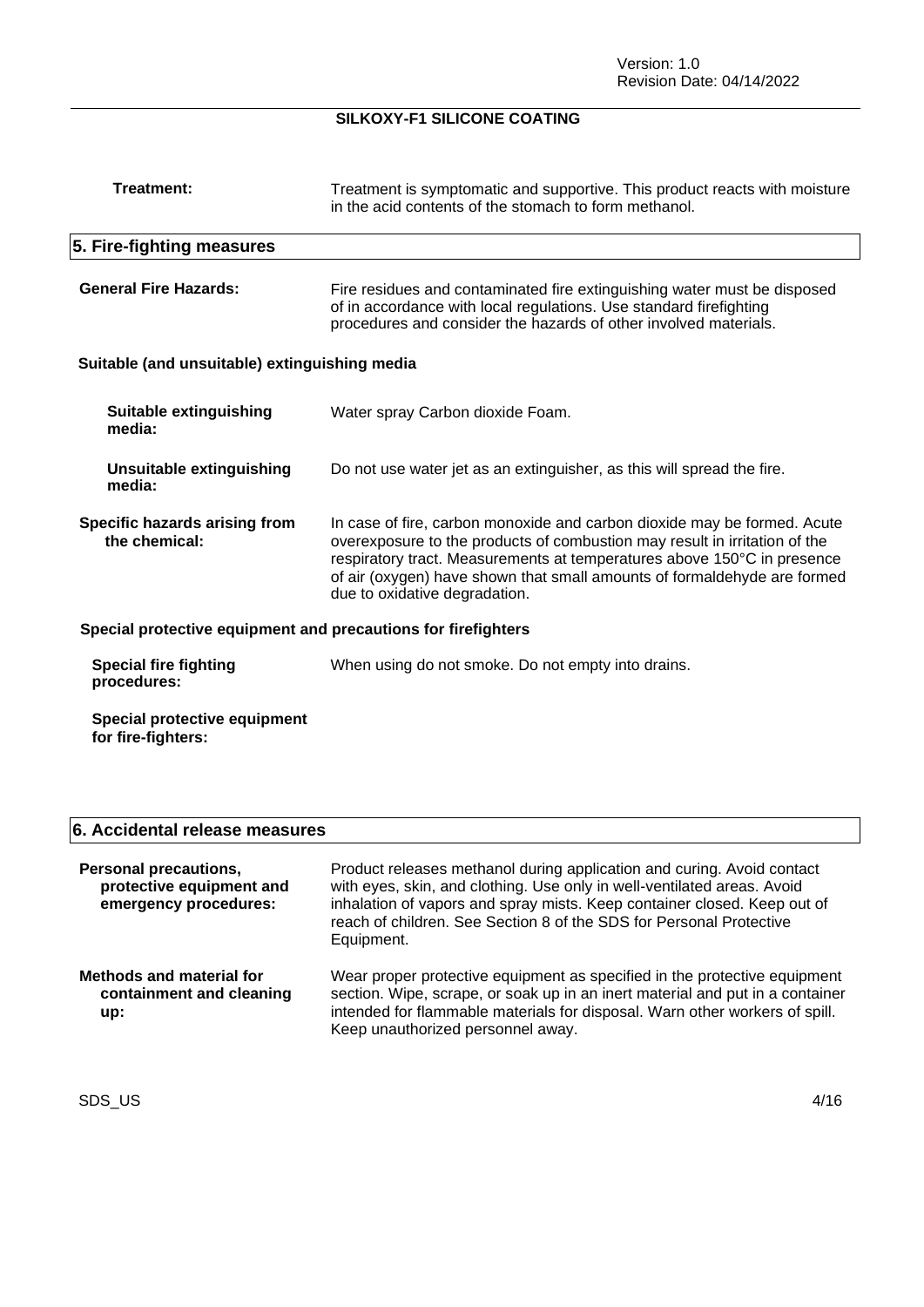**Treatment:** Treatment is symptomatic and supportive. This product reacts with moisture in the acid contents of the stomach to form methanol.

## 5. Fire-fighting measures

**General Fire Hazards:** Fire residues and contaminated fire extinguishing water must be disposed of in accordance with local regulations. Use standard firefighting procedures and consider the hazards of other involved materials.

### Suitable (and unsuitable) extinguishing media

**Suitable extinguishing media:** Water spray Carbon dioxide Foam.

**Unsuitable extinguishing media:** Do not use water jet as an extinguisher, as this will spread the fire.

**Specific hazards arising from the chemical:** In case of fire, carbon monoxide and carbon dioxide may be formed. Acute overexposure to the products of combustion may result in irritation of the respiratory tract. Measurements at temperatures above 150°C in presence of air (oxygen) have shown that small amounts of formaldehyde are formed due to oxidative degradation.

### Special protective equipment and precautions for firefighters

**Special fire fighting procedures:** When using do not smoke. Do not empty into drains.

**Special protective equipment for fire-fighters:**

## 6. Accidental release measures

**Personal precautions, protective equipment and emergency procedures:** Product releases methanol during application and curing. Avoid contact with eyes, skin, and clothing. Use only in well-ventilated areas. Avoid inhalation of vapors and spray mists. Keep container closed. Keep out of reach of children. See Section 8 of the SDS for Personal Protective Equipment.

**Methods and material for containment and cleaning up:** Wear proper protective equipment as specified in the protective equipment section. Wipe, scrape, or soak up in an inert material and put in a container intended for flammable materials for disposal. Warn other workers of spill. Keep unauthorized personnel away.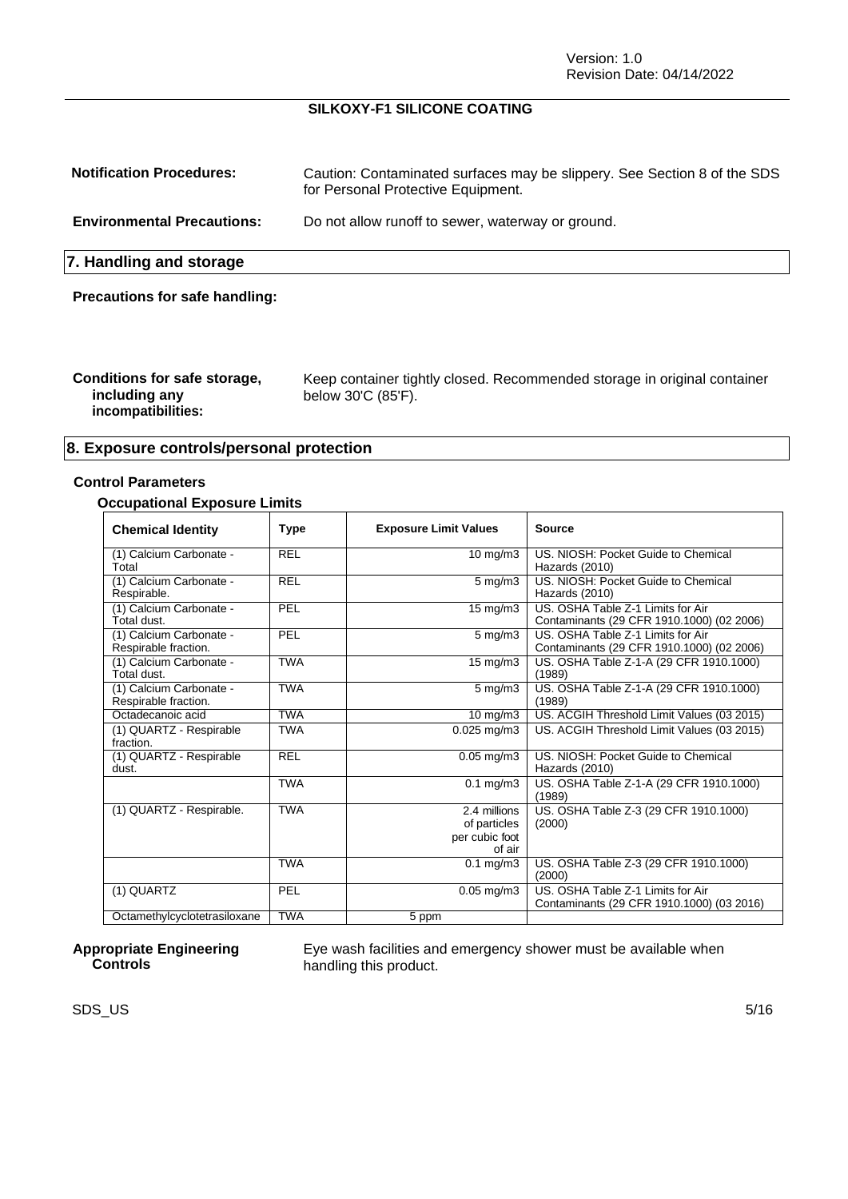**Notification Procedures:** Caution: Contaminated surfaces may be slippery. See Section 8 of the SDS for Personal Protective Equipment.

**Environmental Precautions:** Do not allow runoff to sewer, waterway or ground.

## 7. Handling and storage

**Precautions for safe handling:**

**Conditions for safe storage, including any incompatibilities:** Keep container tightly closed. Recommended storage in original container below 30'C (85'F).

## 8. Exposure controls/personal protection

### Control Parameters

#### Occupational Exposure Limits

| Chemical Identity | Type | Exposure Limit Values | Source |
|---|---|---|---|
| (1) Calcium Carbonate - Total | REL | 10 mg/m3 | US. NIOSH: Pocket Guide to Chemical Hazards (2010) |
| (1) Calcium Carbonate - Respirable. | REL | 5 mg/m3 | US. NIOSH: Pocket Guide to Chemical Hazards (2010) |
| (1) Calcium Carbonate - Total dust. | PEL | 15 mg/m3 | US. OSHA Table Z-1 Limits for Air Contaminants (29 CFR 1910.1000) (02 2006) |
| (1) Calcium Carbonate - Respirable fraction. | PEL | 5 mg/m3 | US. OSHA Table Z-1 Limits for Air Contaminants (29 CFR 1910.1000) (02 2006) |
| (1) Calcium Carbonate - Total dust. | TWA | 15 mg/m3 | US. OSHA Table Z-1-A (29 CFR 1910.1000) (1989) |
| (1) Calcium Carbonate - Respirable fraction. | TWA | 5 mg/m3 | US. OSHA Table Z-1-A (29 CFR 1910.1000) (1989) |
| Octadecanoic acid | TWA | 10 mg/m3 | US. ACGIH Threshold Limit Values (03 2015) |
| (1) QUARTZ - Respirable fraction. | TWA | 0.025 mg/m3 | US. ACGIH Threshold Limit Values (03 2015) |
| (1) QUARTZ - Respirable dust. | REL | 0.05 mg/m3 | US. NIOSH: Pocket Guide to Chemical Hazards (2010) |
| | TWA | 0.1 mg/m3 | US. OSHA Table Z-1-A (29 CFR 1910.1000) (1989) |
| (1) QUARTZ - Respirable. | TWA | 2.4 millions of particles per cubic foot of air | US. OSHA Table Z-3 (29 CFR 1910.1000) (2000) |
| | TWA | 0.1 mg/m3 | US. OSHA Table Z-3 (29 CFR 1910.1000) (2000) |
| (1) QUARTZ | PEL | 0.05 mg/m3 | US. OSHA Table Z-1 Limits for Air Contaminants (29 CFR 1910.1000) (03 2016) |
| Octamethylcyclotetrasiloxane | TWA | 5 ppm | |

**Appropriate Engineering Controls** Eye wash facilities and emergency shower must be available when handling this product.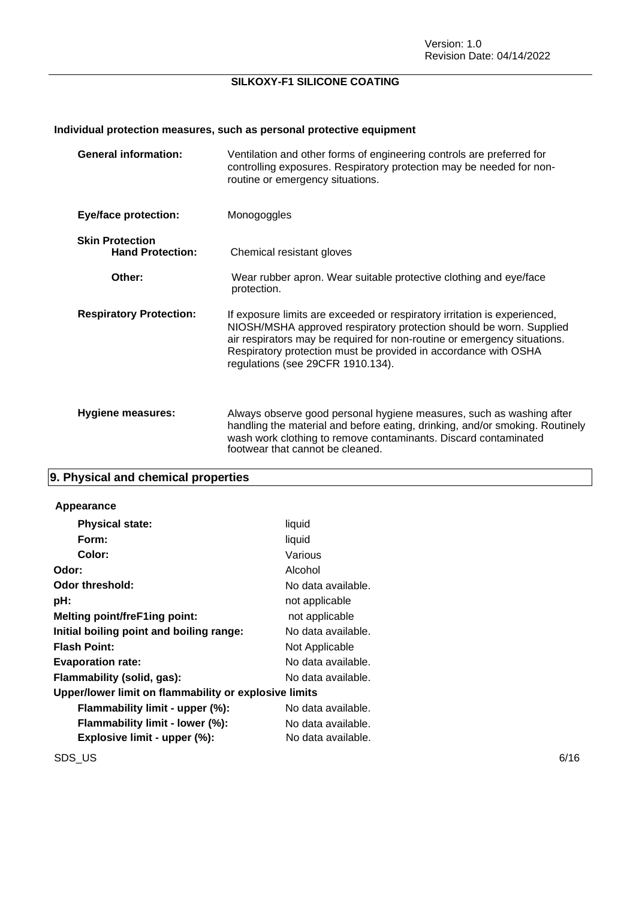### Individual protection measures, such as personal protective equipment

| | |
|---|---|
| **General information:** | Ventilation and other forms of engineering controls are preferred for controlling exposures. Respiratory protection may be needed for non-routine or emergency situations. |
| **Eye/face protection:** | Monogoggles |
| **Skin Protection** | |
| **Hand Protection:** | Chemical resistant gloves |
| **Other:** | Wear rubber apron. Wear suitable protective clothing and eye/face protection. |
| **Respiratory Protection:** | If exposure limits are exceeded or respiratory irritation is experienced, NIOSH/MSHA approved respiratory protection should be worn. Supplied air respirators may be required for non-routine or emergency situations. Respiratory protection must be provided in accordance with OSHA regulations (see 29CFR 1910.134). |
| **Hygiene measures:** | Always observe good personal hygiene measures, such as washing after handling the material and before eating, drinking, and/or smoking. Routinely wash work clothing to remove contaminants. Discard contaminated footwear that cannot be cleaned. |

## 9. Physical and chemical properties

| | |
|---|---|
| **Appearance** | |
| **Physical state:** | liquid |
| **Form:** | liquid |
| **Color:** | Various |
| **Odor:** | Alcohol |
| **Odor threshold:** | No data available. |
| **pH:** | not applicable |
| **Melting point/freF1ing point:** | not applicable |
| **Initial boiling point and boiling range:** | No data available. |
| **Flash Point:** | Not Applicable |
| **Evaporation rate:** | No data available. |
| **Flammability (solid, gas):** | No data available. |
| **Upper/lower limit on flammability or explosive limits** | |
| **Flammability limit - upper (%):** | No data available. |
| **Flammability limit - lower (%):** | No data available. |
| **Explosive limit - upper (%):** | No data available. |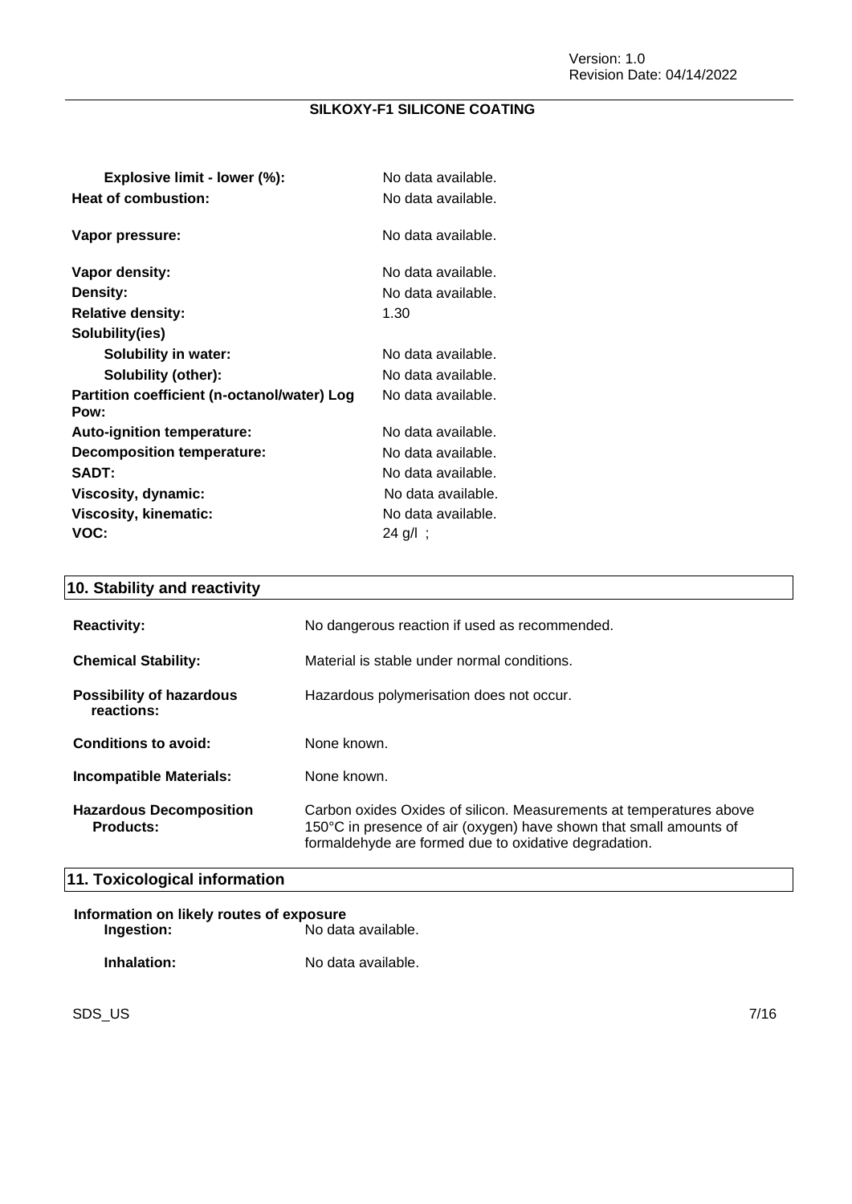| | |
|---|---|
| **Explosive limit - lower (%):** | No data available. |
| **Heat of combustion:** | No data available. |
| **Vapor pressure:** | No data available. |
| **Vapor density:** | No data available. |
| **Density:** | No data available. |
| **Relative density:** | 1.30 |
| **Solubility(ies)** | |
| **Solubility in water:** | No data available. |
| **Solubility (other):** | No data available. |
| **Partition coefficient (n-octanol/water) Log Pow:** | No data available. |
| **Auto-ignition temperature:** | No data available. |
| **Decomposition temperature:** | No data available. |
| **SADT:** | No data available. |
| **Viscosity, dynamic:** | No data available. |
| **Viscosity, kinematic:** | No data available. |
| **VOC:** | 24 g/l ; |

## 10. Stability and reactivity

| | |
|---|---|
| **Reactivity:** | No dangerous reaction if used as recommended. |
| **Chemical Stability:** | Material is stable under normal conditions. |
| **Possibility of hazardous reactions:** | Hazardous polymerisation does not occur. |
| **Conditions to avoid:** | None known. |
| **Incompatible Materials:** | None known. |
| **Hazardous Decomposition Products:** | Carbon oxides Oxides of silicon. Measurements at temperatures above 150°C in presence of air (oxygen) have shown that small amounts of formaldehyde are formed due to oxidative degradation. |

## 11. Toxicological information

**Information on likely routes of exposure**

| | |
|---|---|
| **Ingestion:** | No data available. |
| **Inhalation:** | No data available. |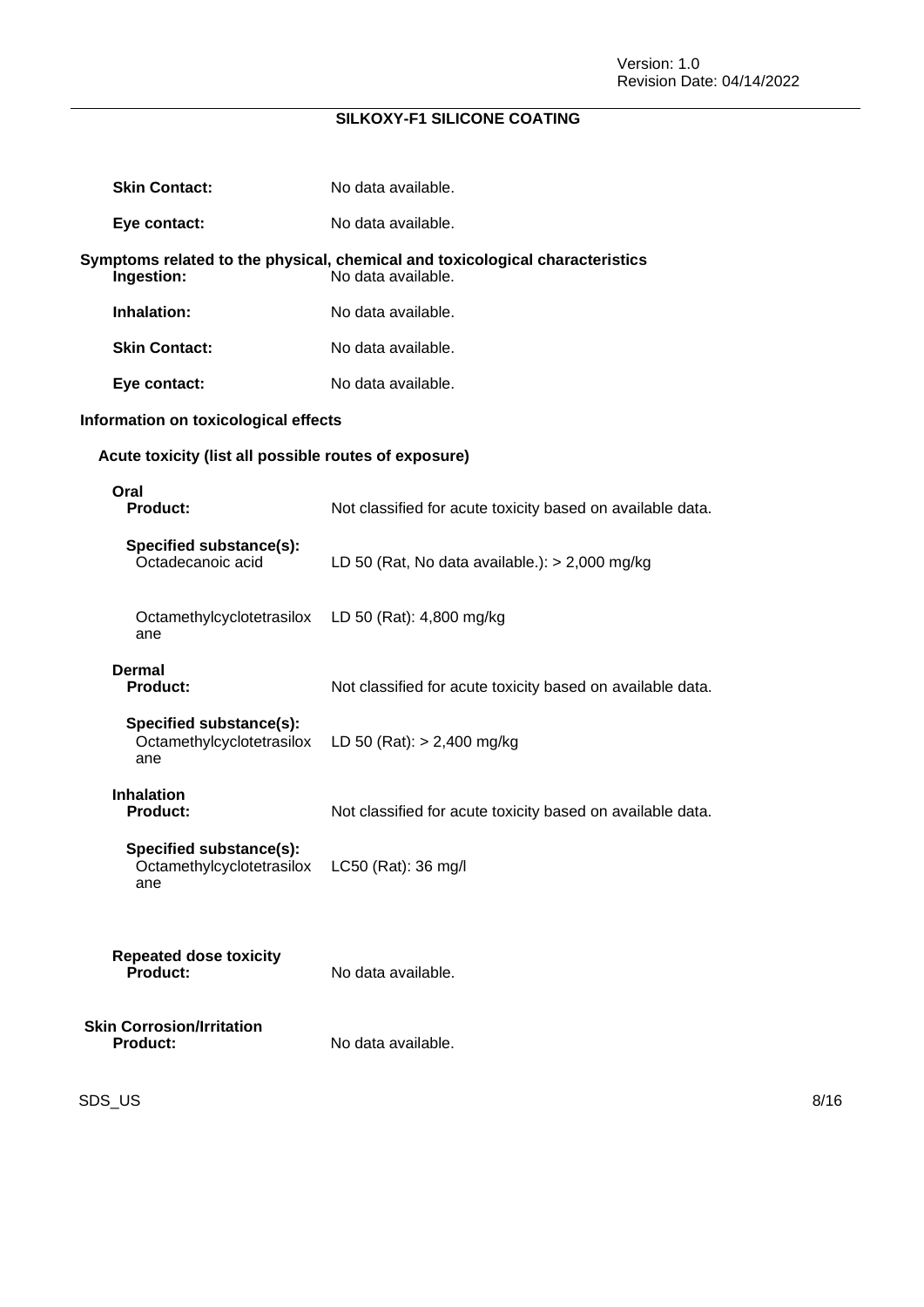**Skin Contact:** No data available.

**Eye contact:** No data available.

**Symptoms related to the physical, chemical and toxicological characteristics**

**Ingestion:** No data available.

**Inhalation:** No data available.

**Skin Contact:** No data available.

**Eye contact:** No data available.

**Information on toxicological effects**

**Acute toxicity (list all possible routes of exposure)**

**Oral**

**Product:** Not classified for acute toxicity based on available data.

**Specified substance(s):**

| | |
|---|---|
| Octadecanoic acid | LD 50 (Rat, No data available.): > 2,000 mg/kg |
| Octamethylcyclotetrasiloxane | LD 50 (Rat): 4,800 mg/kg |

**Dermal**

**Product:** Not classified for acute toxicity based on available data.

**Specified substance(s):**

| | |
|---|---|
| Octamethylcyclotetrasiloxane | LD 50 (Rat): > 2,400 mg/kg |

**Inhalation**

**Product:** Not classified for acute toxicity based on available data.

**Specified substance(s):**

| | |
|---|---|
| Octamethylcyclotetrasiloxane | LC50 (Rat): 36 mg/l |

**Repeated dose toxicity**

**Product:** No data available.

**Skin Corrosion/Irritation**

**Product:** No data available.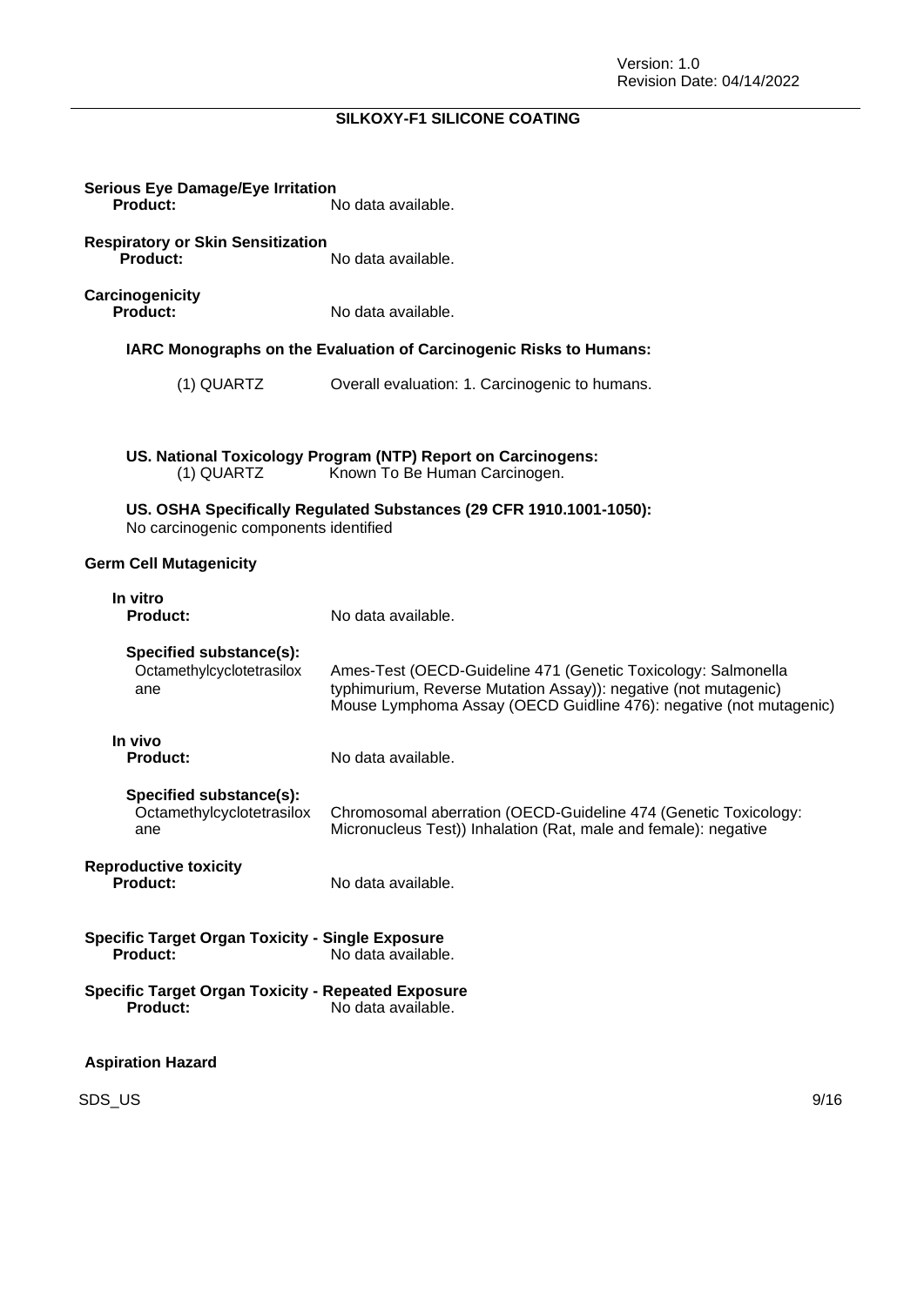**Serious Eye Damage/Eye Irritation**

**Product:** No data available.

**Respiratory or Skin Sensitization**

**Product:** No data available.

**Carcinogenicity**

**Product:** No data available.

**IARC Monographs on the Evaluation of Carcinogenic Risks to Humans:**

(1) QUARTZ Overall evaluation: 1. Carcinogenic to humans.

**US. National Toxicology Program (NTP) Report on Carcinogens:**

(1) QUARTZ Known To Be Human Carcinogen.

**US. OSHA Specifically Regulated Substances (29 CFR 1910.1001-1050):**

No carcinogenic components identified

**Germ Cell Mutagenicity**

**In vitro**

**Product:** No data available.

**Specified substance(s):**

Octamethylcyclotetrasiloxane: Ames-Test (OECD-Guideline 471 (Genetic Toxicology: Salmonella typhimurium, Reverse Mutation Assay)): negative (not mutagenic)
Mouse Lymphoma Assay (OECD Guidline 476): negative (not mutagenic)

**In vivo**

**Product:** No data available.

**Specified substance(s):**

Octamethylcyclotetrasiloxane: Chromosomal aberration (OECD-Guideline 474 (Genetic Toxicology: Micronucleus Test)) Inhalation (Rat, male and female): negative

**Reproductive toxicity**

**Product:** No data available.

**Specific Target Organ Toxicity - Single Exposure**

**Product:** No data available.

**Specific Target Organ Toxicity - Repeated Exposure**

**Product:** No data available.

**Aspiration Hazard**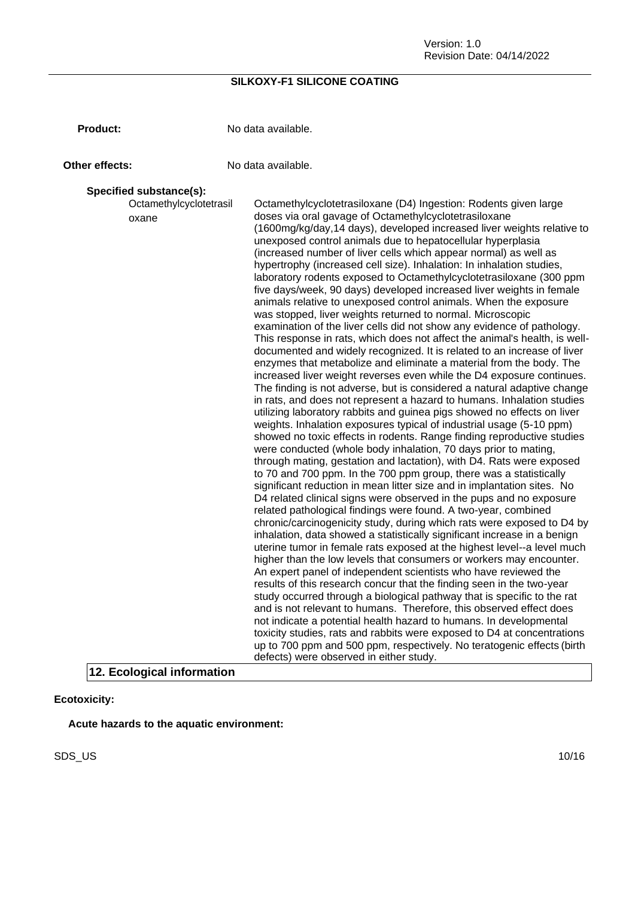**Product:** No data available.

**Other effects:** No data available.

**Specified substance(s):**

Octamethylcyclotetrasiloxane

Octamethylcyclotetrasiloxane (D4) Ingestion: Rodents given large doses via oral gavage of Octamethylcyclotetrasiloxane (1600mg/kg/day,14 days), developed increased liver weights relative to unexposed control animals due to hepatocellular hyperplasia (increased number of liver cells which appear normal) as well as hypertrophy (increased cell size). Inhalation: In inhalation studies, laboratory rodents exposed to Octamethylcyclotetrasiloxane (300 ppm five days/week, 90 days) developed increased liver weights in female animals relative to unexposed control animals. When the exposure was stopped, liver weights returned to normal. Microscopic examination of the liver cells did not show any evidence of pathology. This response in rats, which does not affect the animal's health, is well-documented and widely recognized. It is related to an increase of liver enzymes that metabolize and eliminate a material from the body. The increased liver weight reverses even while the D4 exposure continues. The finding is not adverse, but is considered a natural adaptive change in rats, and does not represent a hazard to humans. Inhalation studies utilizing laboratory rabbits and guinea pigs showed no effects on liver weights. Inhalation exposures typical of industrial usage (5-10 ppm) showed no toxic effects in rodents. Range finding reproductive studies were conducted (whole body inhalation, 70 days prior to mating, through mating, gestation and lactation), with D4. Rats were exposed to 70 and 700 ppm. In the 700 ppm group, there was a statistically significant reduction in mean litter size and in implantation sites. No D4 related clinical signs were observed in the pups and no exposure related pathological findings were found. A two-year, combined chronic/carcinogenicity study, during which rats were exposed to D4 by inhalation, data showed a statistically significant increase in a benign uterine tumor in female rats exposed at the highest level--a level much higher than the low levels that consumers or workers may encounter. An expert panel of independent scientists who have reviewed the results of this research concur that the finding seen in the two-year study occurred through a biological pathway that is specific to the rat and is not relevant to humans. Therefore, this observed effect does not indicate a potential health hazard to humans. In developmental toxicity studies, rats and rabbits were exposed to D4 at concentrations up to 700 ppm and 500 ppm, respectively. No teratogenic effects (birth defects) were observed in either study.

## 12. Ecological information

**Ecotoxicity:**

**Acute hazards to the aquatic environment:**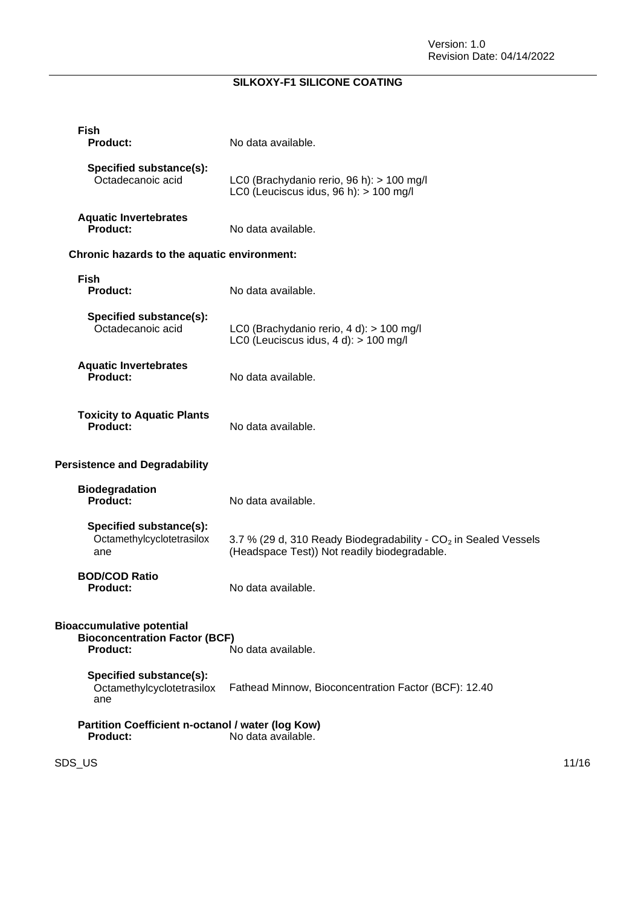**Fish**

**Product:** No data available.

**Specified substance(s):**

Octadecanoic acid: LC0 (Brachydanio rerio, 96 h): > 100 mg/l
LC0 (Leuciscus idus, 96 h): > 100 mg/l

**Aquatic Invertebrates**

**Product:** No data available.

### Chronic hazards to the aquatic environment:

**Fish**

**Product:** No data available.

**Specified substance(s):**

Octadecanoic acid: LC0 (Brachydanio rerio, 4 d): > 100 mg/l
LC0 (Leuciscus idus, 4 d): > 100 mg/l

**Aquatic Invertebrates**

**Product:** No data available.

**Toxicity to Aquatic Plants**

**Product:** No data available.

### Persistence and Degradability

**Biodegradation**

**Product:** No data available.

**Specified substance(s):**

Octamethylcyclotetrasiloxane: 3.7 % (29 d, 310 Ready Biodegradability - $CO_2$ in Sealed Vessels (Headspace Test)) Not readily biodegradable.

**BOD/COD Ratio**

**Product:** No data available.

### Bioaccumulative potential

**Bioconcentration Factor (BCF)**

**Product:** No data available.

**Specified substance(s):**

Octamethylcyclotetrasiloxane: Fathead Minnow, Bioconcentration Factor (BCF): 12.40

**Partition Coefficient n-octanol / water (log Kow)**

**Product:** No data available.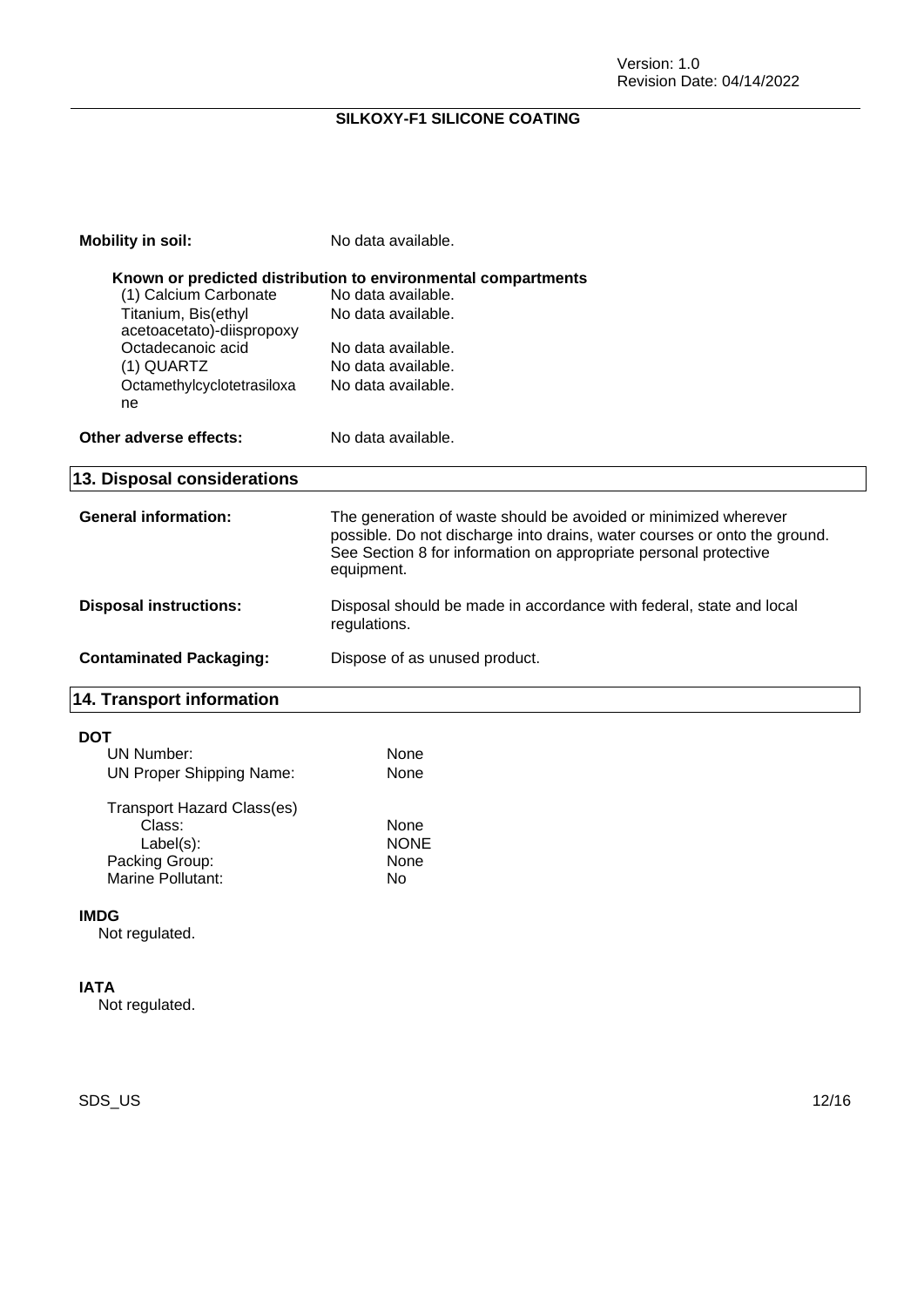**Mobility in soil:** No data available.

**Known or predicted distribution to environmental compartments**

| | |
|---|---|
| (1) Calcium Carbonate | No data available. |
| Titanium, Bis(ethyl acetoacetato)-diispropoxy | No data available. |
| Octadecanoic acid | No data available. |
| (1) QUARTZ | No data available. |
| Octamethylcyclotetrasiloxane | No data available. |

**Other adverse effects:** No data available.

## 13. Disposal considerations

**General information:** The generation of waste should be avoided or minimized wherever possible. Do not discharge into drains, water courses or onto the ground. See Section 8 for information on appropriate personal protective equipment.

**Disposal instructions:** Disposal should be made in accordance with federal, state and local regulations.

**Contaminated Packaging:** Dispose of as unused product.

## 14. Transport information

**DOT**

| | |
|---|---|
| UN Number: | None |
| UN Proper Shipping Name: | None |
| Transport Hazard Class(es) | |
| Class: | None |
| Label(s): | NONE |
| Packing Group: | None |
| Marine Pollutant: | No |

**IMDG**

Not regulated.

**IATA**

Not regulated.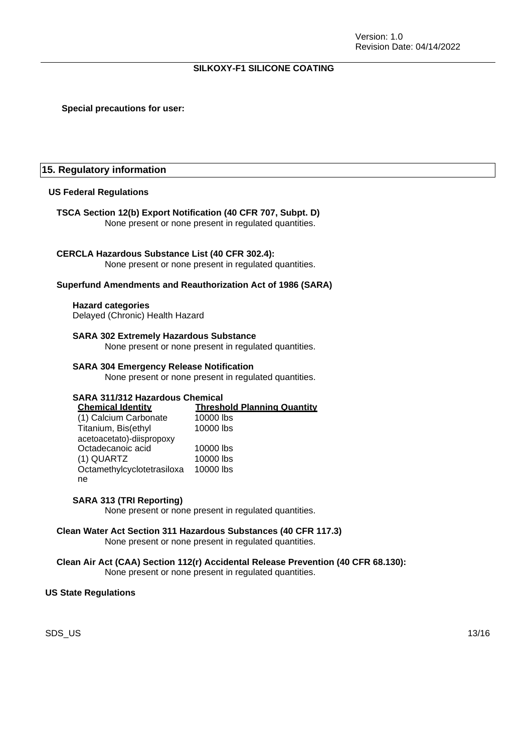**Special precautions for user:**

## 15. Regulatory information

### US Federal Regulations

**TSCA Section 12(b) Export Notification (40 CFR 707, Subpt. D)**
None present or none present in regulated quantities.

**CERCLA Hazardous Substance List (40 CFR 302.4):**
None present or none present in regulated quantities.

**Superfund Amendments and Reauthorization Act of 1986 (SARA)**

**Hazard categories**
Delayed (Chronic) Health Hazard

**SARA 302 Extremely Hazardous Substance**
None present or none present in regulated quantities.

**SARA 304 Emergency Release Notification**
None present or none present in regulated quantities.

**SARA 311/312 Hazardous Chemical**

| Chemical Identity | Threshold Planning Quantity |
|---|---|
| (1) Calcium Carbonate | 10000 lbs |
| Titanium, Bis(ethyl acetoacetato)-diispropoxy | 10000 lbs |
| Octadecanoic acid | 10000 lbs |
| (1) QUARTZ | 10000 lbs |
| Octamethylcyclotetrasiloxane | 10000 lbs |

**SARA 313 (TRI Reporting)**
None present or none present in regulated quantities.

**Clean Water Act Section 311 Hazardous Substances (40 CFR 117.3)**
None present or none present in regulated quantities.

**Clean Air Act (CAA) Section 112(r) Accidental Release Prevention (40 CFR 68.130):**
None present or none present in regulated quantities.

### US State Regulations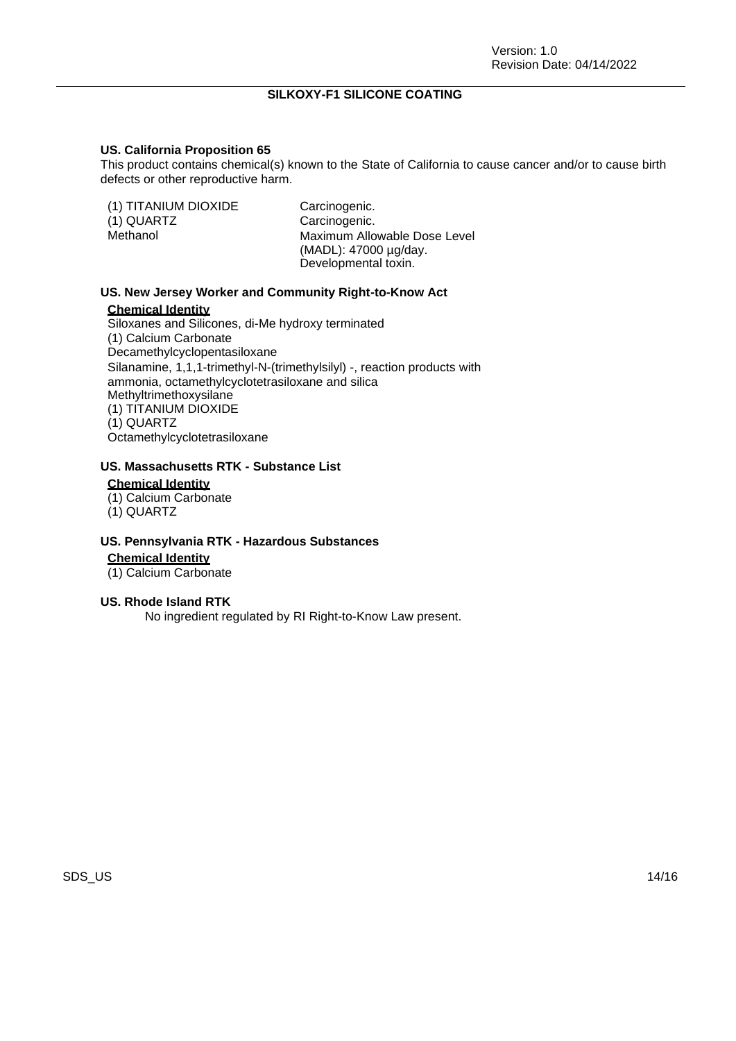### US. California Proposition 65

This product contains chemical(s) known to the State of California to cause cancer and/or to cause birth defects or other reproductive harm.

| | |
|---|---|
| (1) TITANIUM DIOXIDE | Carcinogenic. |
| (1) QUARTZ | Carcinogenic. |
| Methanol | Maximum Allowable Dose Level (MADL): 47000 µg/day. Developmental toxin. |

### US. New Jersey Worker and Community Right-to-Know Act

**Chemical Identity**

Siloxanes and Silicones, di-Me hydroxy terminated
(1) Calcium Carbonate
Decamethylcyclopentasiloxane
Silanamine, 1,1,1-trimethyl-N-(trimethylsilyl) -, reaction products with ammonia, octamethylcyclotetrasiloxane and silica
Methyltrimethoxysilane
(1) TITANIUM DIOXIDE
(1) QUARTZ
Octamethylcyclotetrasiloxane

### US. Massachusetts RTK - Substance List

**Chemical Identity**

(1) Calcium Carbonate
(1) QUARTZ

### US. Pennsylvania RTK - Hazardous Substances

**Chemical Identity**

(1) Calcium Carbonate

### US. Rhode Island RTK

No ingredient regulated by RI Right-to-Know Law present.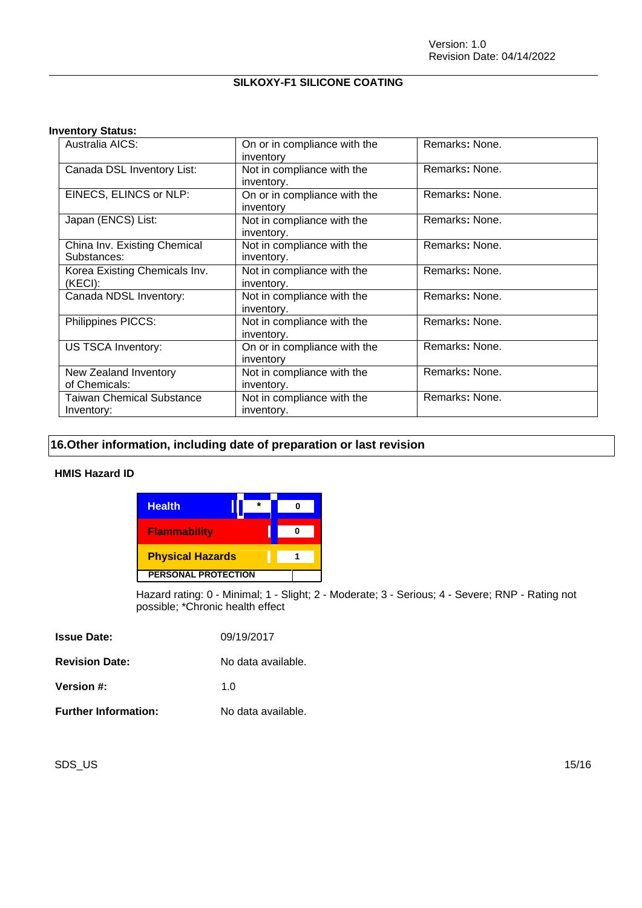**Inventory Status:**

| | | |
|---|---|---|
| Australia AICS: | On or in compliance with the inventory | Remarks: None. |
| Canada DSL Inventory List: | Not in compliance with the inventory. | Remarks: None. |
| EINECS, ELINCS or NLP: | On or in compliance with the inventory | Remarks: None. |
| Japan (ENCS) List: | Not in compliance with the inventory. | Remarks: None. |
| China Inv. Existing Chemical Substances: | Not in compliance with the inventory. | Remarks: None. |
| Korea Existing Chemicals Inv. (KECI): | Not in compliance with the inventory. | Remarks: None. |
| Canada NDSL Inventory: | Not in compliance with the inventory. | Remarks: None. |
| Philippines PICCS: | Not in compliance with the inventory. | Remarks: None. |
| US TSCA Inventory: | On or in compliance with the inventory | Remarks: None. |
| New Zealand Inventory of Chemicals: | Not in compliance with the inventory. | Remarks: None. |
| Taiwan Chemical Substance Inventory: | Not in compliance with the inventory. | Remarks: None. |

## 16.Other information, including date of preparation or last revision

**HMIS Hazard ID**

| | | |
|---|---|---|
| Health | * | 0 |
| Flammability | | 0 |
| Physical Hazards | | 1 |
| PERSONAL PROTECTION | | |

Hazard rating: 0 - Minimal; 1 - Slight; 2 - Moderate; 3 - Serious; 4 - Severe; RNP - Rating not possible; *Chronic health effect

**Issue Date:** 09/19/2017

**Revision Date:** No data available.

**Version #:** 1.0

**Further Information:** No data available.

SDS_US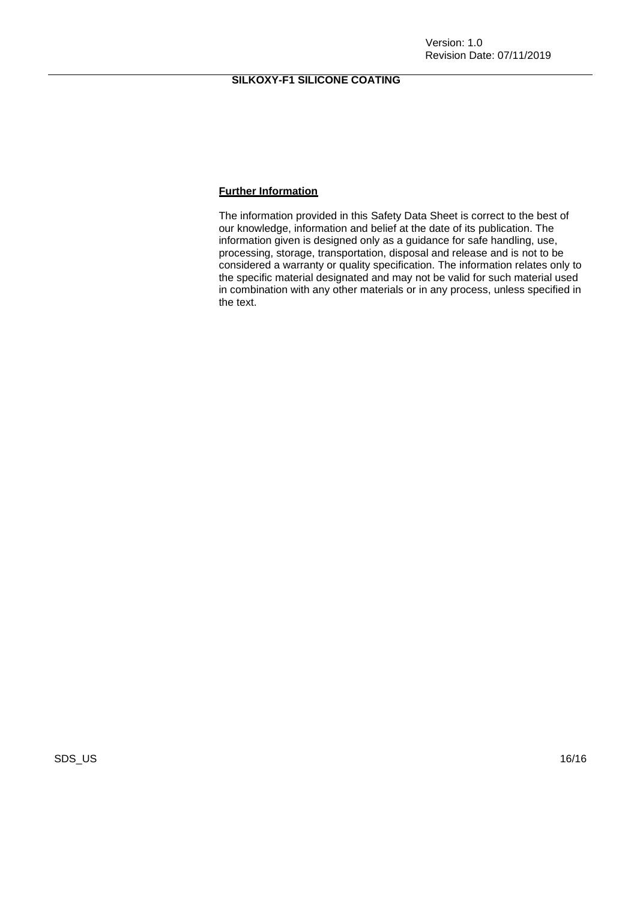**Further Information**

The information provided in this Safety Data Sheet is correct to the best of our knowledge, information and belief at the date of its publication. The information given is designed only as a guidance for safe handling, use, processing, storage, transportation, disposal and release and is not to be considered a warranty or quality specification. The information relates only to the specific material designated and may not be valid for such material used in combination with any other materials or in any process, unless specified in the text.